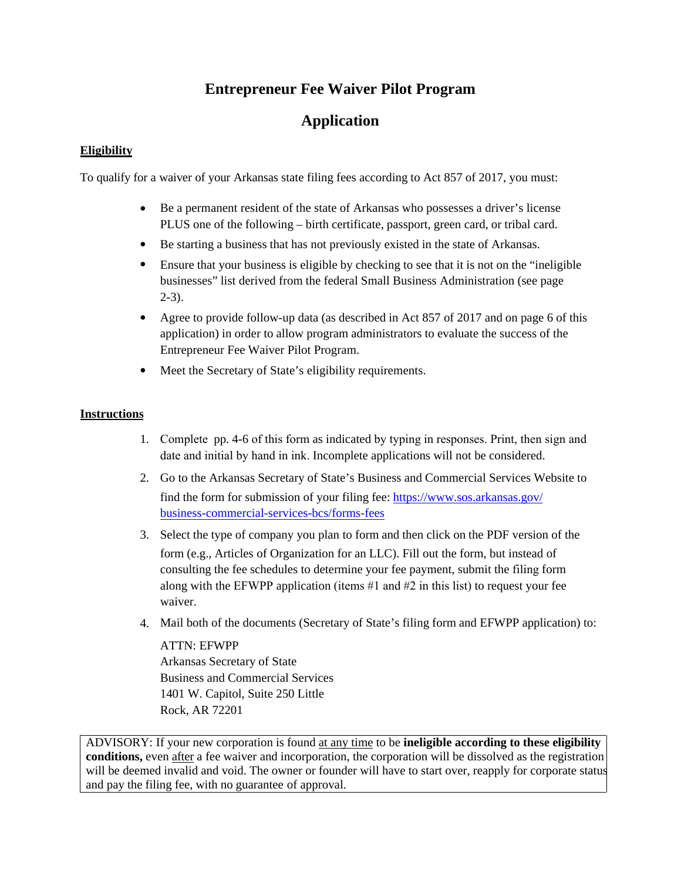# Entrepreneur Fee Waiver Pilot Program

# Application

## Eligibility

To qualify for a waiver of your Arkansas state filing fees according to Act 857 of 2017, you must:

- Be a permanent resident of the state of Arkansas who possesses a driver's license PLUS one of the following – birth certificate, passport, green card, or tribal card.
- Be starting a business that has not previously existed in the state of Arkansas.
- Ensure that your business is eligible by checking to see that it is not on the "ineligible businesses" list derived from the federal Small Business Administration (see page 2-3).
- Agree to provide follow-up data (as described in Act 857 of 2017 and on page 6 of this application) in order to allow program administrators to evaluate the success of the Entrepreneur Fee Waiver Pilot Program.
- Meet the Secretary of State's eligibility requirements.

## Instructions

1. Complete pp. 4-6 of this form as indicated by typing in responses. Print, then sign and date and initial by hand in ink. Incomplete applications will not be considered.
2. Go to the Arkansas Secretary of State's Business and Commercial Services Website to find the form for submission of your filing fee: [https://www.sos.arkansas.gov/business-commercial-services-bcs/forms-fees](https://www.sos.arkansas.gov/business-commercial-services-bcs/forms-fees)
3. Select the type of company you plan to form and then click on the PDF version of the form (e.g., Articles of Organization for an LLC). Fill out the form, but instead of consulting the fee schedules to determine your fee payment, submit the filing form along with the EFWPP application (items #1 and #2 in this list) to request your fee waiver.
4. Mail both of the documents (Secretary of State's filing form and EFWPP application) to:

   ATTN: EFWPP
   Arkansas Secretary of State
   Business and Commercial Services
   1401 W. Capitol, Suite 250 Little
   Rock, AR 72201

ADVISORY: If your new corporation is found at any time to be **ineligible according to these eligibility conditions,** even after a fee waiver and incorporation, the corporation will be dissolved as the registration will be deemed invalid and void. The owner or founder will have to start over, reapply for corporate status and pay the filing fee, with no guarantee of approval.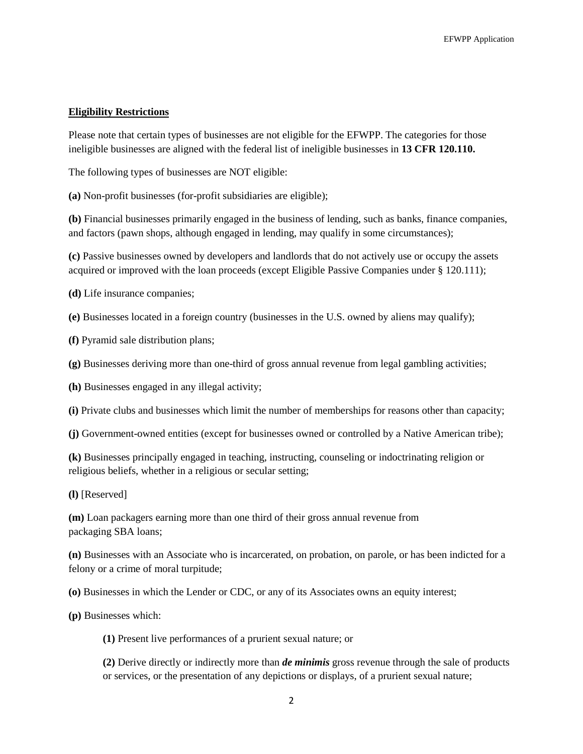**Eligibility Restrictions**

Please note that certain types of businesses are not eligible for the EFWPP. The categories for those ineligible businesses are aligned with the federal list of ineligible businesses in **13 CFR 120.110.**

The following types of businesses are NOT eligible:

**(a)** Non-profit businesses (for-profit subsidiaries are eligible);

**(b)** Financial businesses primarily engaged in the business of lending, such as banks, finance companies, and factors (pawn shops, although engaged in lending, may qualify in some circumstances);

**(c)** Passive businesses owned by developers and landlords that do not actively use or occupy the assets acquired or improved with the loan proceeds (except Eligible Passive Companies under § 120.111);

**(d)** Life insurance companies;

**(e)** Businesses located in a foreign country (businesses in the U.S. owned by aliens may qualify);

**(f)** Pyramid sale distribution plans;

**(g)** Businesses deriving more than one-third of gross annual revenue from legal gambling activities;

**(h)** Businesses engaged in any illegal activity;

**(i)** Private clubs and businesses which limit the number of memberships for reasons other than capacity;

**(j)** Government-owned entities (except for businesses owned or controlled by a Native American tribe);

**(k)** Businesses principally engaged in teaching, instructing, counseling or indoctrinating religion or religious beliefs, whether in a religious or secular setting;

**(l)** [Reserved]

**(m)** Loan packagers earning more than one third of their gross annual revenue from packaging SBA loans;

**(n)** Businesses with an Associate who is incarcerated, on probation, on parole, or has been indicted for a felony or a crime of moral turpitude;

**(o)** Businesses in which the Lender or CDC, or any of its Associates owns an equity interest;

**(p)** Businesses which:

> **(1)** Present live performances of a prurient sexual nature; or
>
> **(2)** Derive directly or indirectly more than ***de minimis*** gross revenue through the sale of products or services, or the presentation of any depictions or displays, of a prurient sexual nature;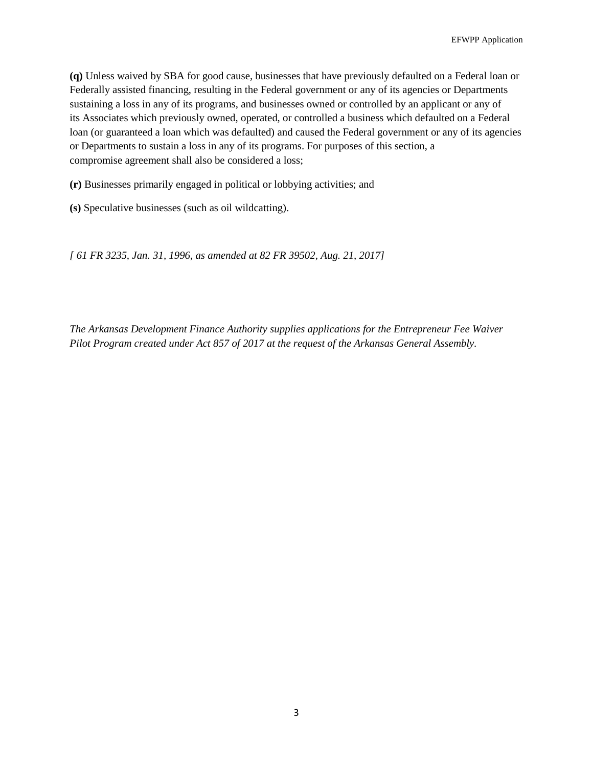**(q)** Unless waived by SBA for good cause, businesses that have previously defaulted on a Federal loan or Federally assisted financing, resulting in the Federal government or any of its agencies or Departments sustaining a loss in any of its programs, and businesses owned or controlled by an applicant or any of its Associates which previously owned, operated, or controlled a business which defaulted on a Federal loan (or guaranteed a loan which was defaulted) and caused the Federal government or any of its agencies or Departments to sustain a loss in any of its programs. For purposes of this section, a compromise agreement shall also be considered a loss;

**(r)** Businesses primarily engaged in political or lobbying activities; and

**(s)** Speculative businesses (such as oil wildcatting).

*[ 61 FR 3235, Jan. 31, 1996, as amended at 82 FR 39502, Aug. 21, 2017]*

*The Arkansas Development Finance Authority supplies applications for the Entrepreneur Fee Waiver Pilot Program created under Act 857 of 2017 at the request of the Arkansas General Assembly.*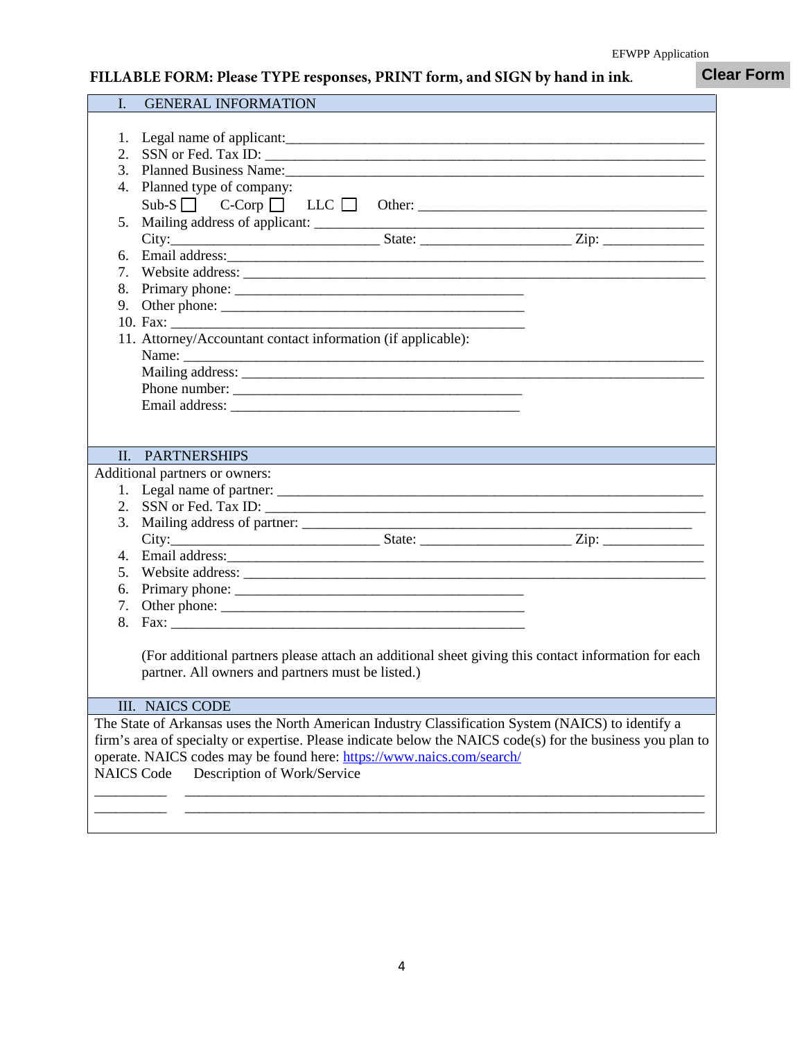**FILLABLE FORM: Please TYPE responses, PRINT form, and SIGN by hand in ink.**

Clear Form

## I. GENERAL INFORMATION

1. Legal name of applicant:______________________________________________________________
2. SSN or Fed. Tax ID: ______________________________________________________________
3. Planned Business Name:______________________________________________________________
4. Planned type of company:
   Sub-S ☐ C-Corp ☐ LLC ☐ Other: ___________________________________________
5. Mailing address of applicant: ______________________________________________________
   City:____________________________ State: ____________________ Zip: _____________
6. Email address:______________________________________________________________
7. Website address: ______________________________________________________________
8. Primary phone: _______________________________________
9. Other phone: _______________________________________
10. Fax: _______________________________________________
11. Attorney/Accountant contact information (if applicable):
    Name: ______________________________________________________________
    Mailing address: ______________________________________________________
    Phone number: _______________________________________
    Email address: _______________________________________

## II. PARTNERSHIPS

Additional partners or owners:

1. Legal name of partner: ______________________________________________________
2. SSN or Fed. Tax ID: ______________________________________________________________
3. Mailing address of partner: ______________________________________________________
   City:____________________________ State: ____________________ Zip: _____________
4. Email address:______________________________________________________________
5. Website address: ______________________________________________________________
6. Primary phone: _______________________________________
7. Other phone: _______________________________________
8. Fax: _______________________________________________

(For additional partners please attach an additional sheet giving this contact information for each partner. All owners and partners must be listed.)

## III. NAICS CODE

The State of Arkansas uses the North American Industry Classification System (NAICS) to identify a firm's area of specialty or expertise. Please indicate below the NAICS code(s) for the business you plan to operate. NAICS codes may be found here: https://www.naics.com/search/

| NAICS Code | Description of Work/Service |
| --- | --- |
| _________ | ______________________________________________________________ |
| _________ | ______________________________________________________________ |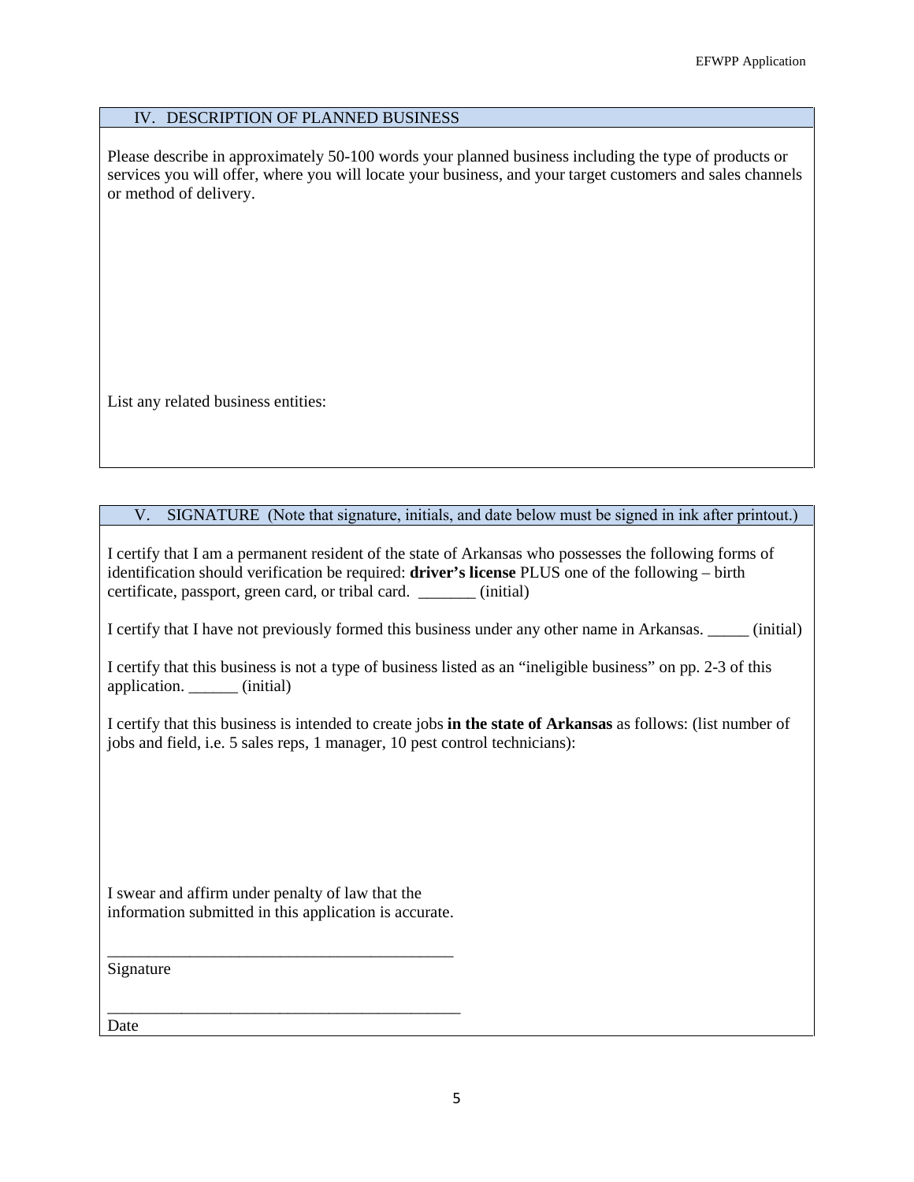## IV. DESCRIPTION OF PLANNED BUSINESS

Please describe in approximately 50-100 words your planned business including the type of products or services you will offer, where you will locate your business, and your target customers and sales channels or method of delivery.

List any related business entities:

## V. SIGNATURE (Note that signature, initials, and date below must be signed in ink after printout.)

I certify that I am a permanent resident of the state of Arkansas who possesses the following forms of identification should verification be required: **driver's license** PLUS one of the following – birth certificate, passport, green card, or tribal card. _______ (initial)

I certify that I have not previously formed this business under any other name in Arkansas. _____ (initial)

I certify that this business is not a type of business listed as an "ineligible business" on pp. 2-3 of this application. ______ (initial)

I certify that this business is intended to create jobs **in the state of Arkansas** as follows: (list number of jobs and field, i.e. 5 sales reps, 1 manager, 10 pest control technicians):

I swear and affirm under penalty of law that the information submitted in this application is accurate.

____________________________________________
Signature

____________________________________________
Date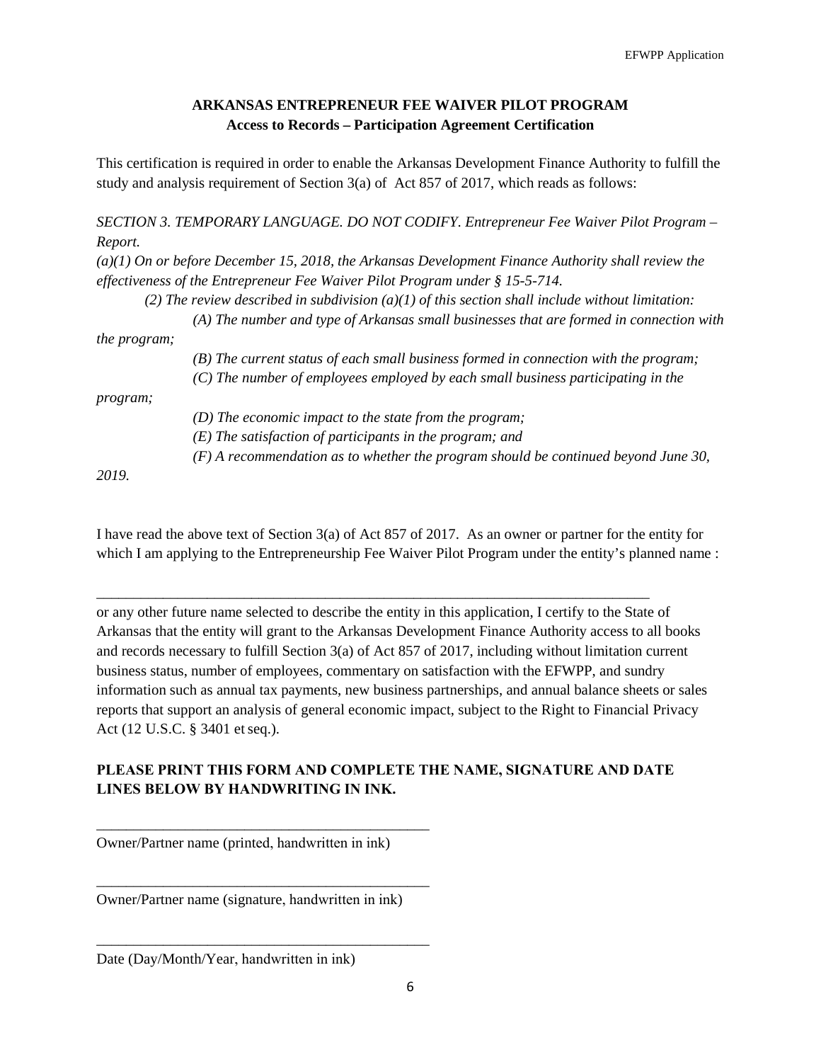## ARKANSAS ENTREPRENEUR FEE WAIVER PILOT PROGRAM
### Access to Records – Participation Agreement Certification

This certification is required in order to enable the Arkansas Development Finance Authority to fulfill the study and analysis requirement of Section 3(a) of Act 857 of 2017, which reads as follows:

*SECTION 3. TEMPORARY LANGUAGE. DO NOT CODIFY. Entrepreneur Fee Waiver Pilot Program – Report.*

*(a)(1) On or before December 15, 2018, the Arkansas Development Finance Authority shall review the effectiveness of the Entrepreneur Fee Waiver Pilot Program under § 15-5-714.*

*(2) The review described in subdivision (a)(1) of this section shall include without limitation:*

*(A) The number and type of Arkansas small businesses that are formed in connection with the program;*

*(B) The current status of each small business formed in connection with the program;*

*(C) The number of employees employed by each small business participating in the program;*

*(D) The economic impact to the state from the program;*

*(E) The satisfaction of participants in the program; and*

*(F) A recommendation as to whether the program should be continued beyond June 30, 2019.*

I have read the above text of Section 3(a) of Act 857 of 2017. As an owner or partner for the entity for which I am applying to the Entrepreneurship Fee Waiver Pilot Program under the entity's planned name :

\_\_\_\_\_\_\_\_\_\_\_\_\_\_\_\_\_\_\_\_\_\_\_\_\_\_\_\_\_\_\_\_\_\_\_\_\_\_\_\_\_\_\_\_\_\_\_\_\_\_\_\_\_\_\_\_\_\_\_\_\_\_\_\_\_\_\_\_\_\_\_\_\_\_\_\_

or any other future name selected to describe the entity in this application, I certify to the State of Arkansas that the entity will grant to the Arkansas Development Finance Authority access to all books and records necessary to fulfill Section 3(a) of Act 857 of 2017, including without limitation current business status, number of employees, commentary on satisfaction with the EFWPP, and sundry information such as annual tax payments, new business partnerships, and annual balance sheets or sales reports that support an analysis of general economic impact, subject to the Right to Financial Privacy Act (12 U.S.C. § 3401 et seq.).

**PLEASE PRINT THIS FORM AND COMPLETE THE NAME, SIGNATURE AND DATE LINES BELOW BY HANDWRITING IN INK.**

\_\_\_\_\_\_\_\_\_\_\_\_\_\_\_\_\_\_\_\_\_\_\_\_\_\_\_\_\_\_\_\_\_\_\_\_\_\_\_\_\_\_\_\_\_\_

Owner/Partner name (printed, handwritten in ink)

\_\_\_\_\_\_\_\_\_\_\_\_\_\_\_\_\_\_\_\_\_\_\_\_\_\_\_\_\_\_\_\_\_\_\_\_\_\_\_\_\_\_\_\_\_\_

Owner/Partner name (signature, handwritten in ink)

\_\_\_\_\_\_\_\_\_\_\_\_\_\_\_\_\_\_\_\_\_\_\_\_\_\_\_\_\_\_\_\_\_\_\_\_\_\_\_\_\_\_\_\_\_\_

Date (Day/Month/Year, handwritten in ink)